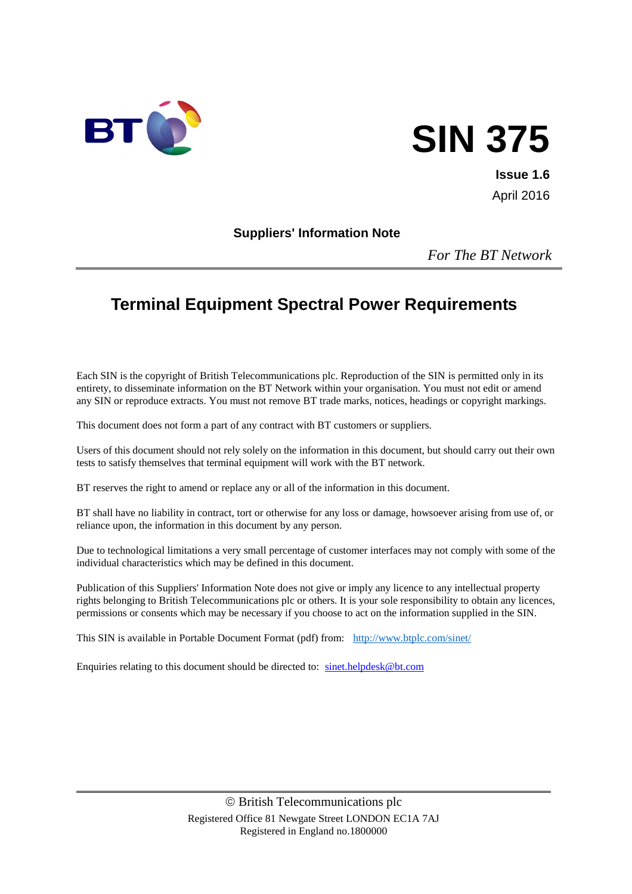# SIN 375

**Issue 1.6**

April 2016

**Suppliers' Information Note**

*For The BT Network*

---

## Terminal Equipment Spectral Power Requirements

Each SIN is the copyright of British Telecommunications plc. Reproduction of the SIN is permitted only in its entirety, to disseminate information on the BT Network within your organisation. You must not edit or amend any SIN or reproduce extracts. You must not remove BT trade marks, notices, headings or copyright markings.

This document does not form a part of any contract with BT customers or suppliers.

Users of this document should not rely solely on the information in this document, but should carry out their own tests to satisfy themselves that terminal equipment will work with the BT network.

BT reserves the right to amend or replace any or all of the information in this document.

BT shall have no liability in contract, tort or otherwise for any loss or damage, howsoever arising from use of, or reliance upon, the information in this document by any person.

Due to technological limitations a very small percentage of customer interfaces may not comply with some of the individual characteristics which may be defined in this document.

Publication of this Suppliers' Information Note does not give or imply any licence to any intellectual property rights belonging to British Telecommunications plc or others. It is your sole responsibility to obtain any licences, permissions or consents which may be necessary if you choose to act on the information supplied in the SIN.

This SIN is available in Portable Document Format (pdf) from: http://www.btplc.com/sinet/

Enquiries relating to this document should be directed to: sinet.helpdesk@bt.com

---

© British Telecommunications plc
Registered Office 81 Newgate Street LONDON EC1A 7AJ
Registered in England no.1800000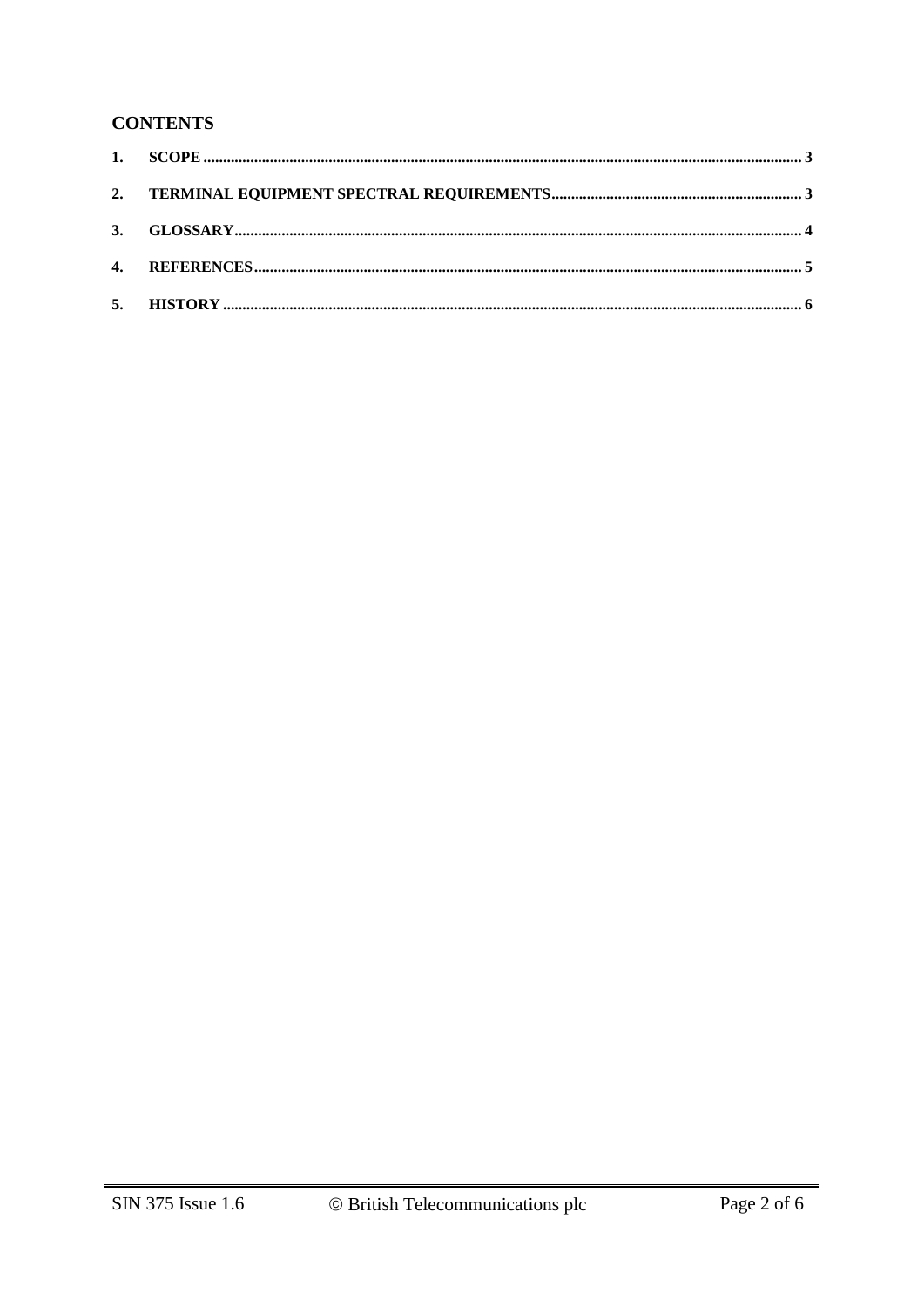## CONTENTS

1. SCOPE ..................................................................................................................................................... 3
2. TERMINAL EQUIPMENT SPECTRAL REQUIREMENTS ............................................................... 3
3. GLOSSARY.............................................................................................................................................. 4
4. REFERENCES.......................................................................................................................................... 5
5. HISTORY ................................................................................................................................................. 6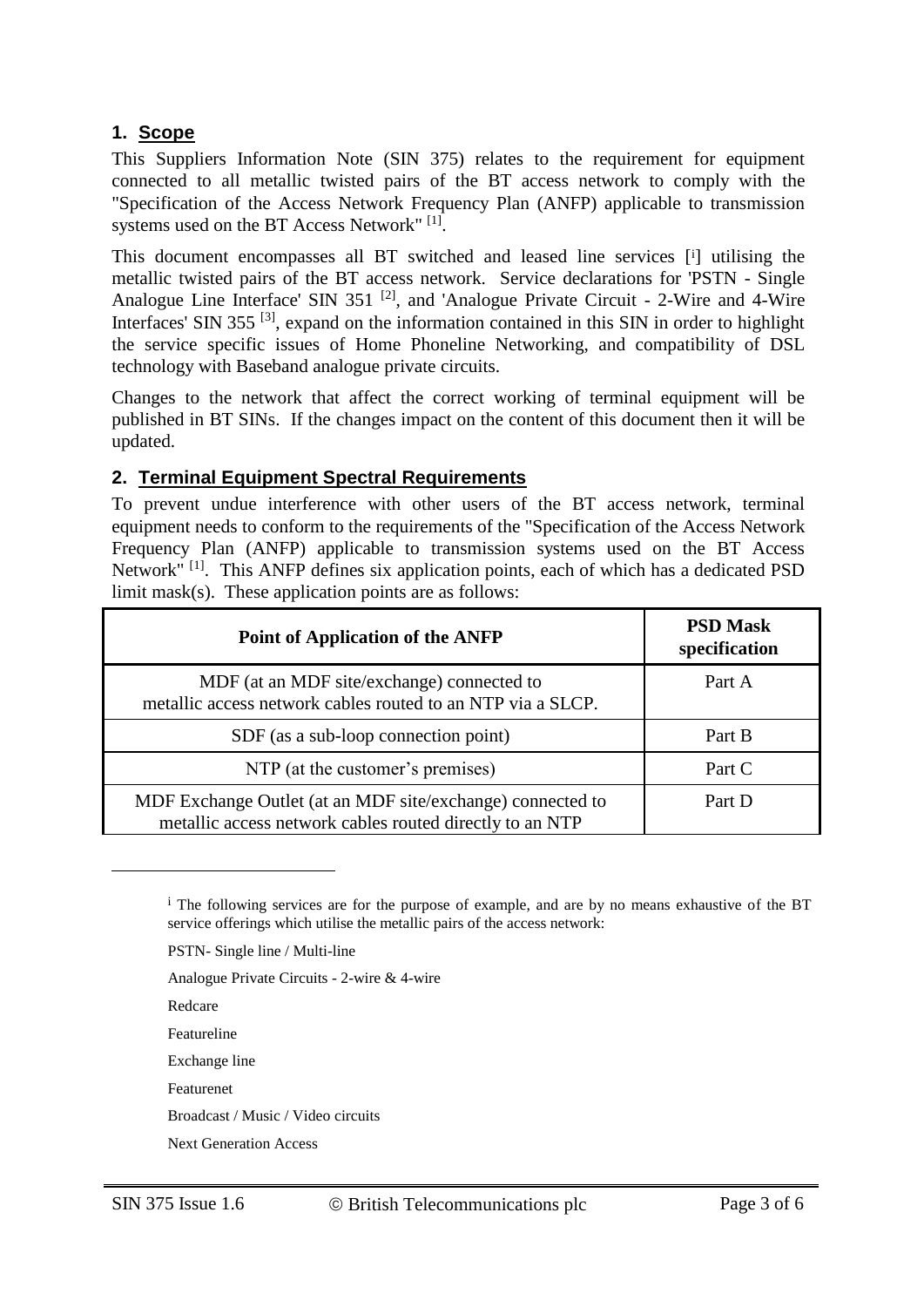## 1. Scope

This Suppliers Information Note (SIN 375) relates to the requirement for equipment connected to all metallic twisted pairs of the BT access network to comply with the "Specification of the Access Network Frequency Plan (ANFP) applicable to transmission systems used on the BT Access Network" [1].

This document encompasses all BT switched and leased line services [i] utilising the metallic twisted pairs of the BT access network. Service declarations for 'PSTN - Single Analogue Line Interface' SIN 351 [2], and 'Analogue Private Circuit - 2-Wire and 4-Wire Interfaces' SIN 355 [3], expand on the information contained in this SIN in order to highlight the service specific issues of Home Phoneline Networking, and compatibility of DSL technology with Baseband analogue private circuits.

Changes to the network that affect the correct working of terminal equipment will be published in BT SINs. If the changes impact on the content of this document then it will be updated.

## 2. Terminal Equipment Spectral Requirements

To prevent undue interference with other users of the BT access network, terminal equipment needs to conform to the requirements of the "Specification of the Access Network Frequency Plan (ANFP) applicable to transmission systems used on the BT Access Network" [1]. This ANFP defines six application points, each of which has a dedicated PSD limit mask(s). These application points are as follows:

| Point of Application of the ANFP | PSD Mask specification |
|---|---|
| MDF (at an MDF site/exchange) connected to metallic access network cables routed to an NTP via a SLCP. | Part A |
| SDF (as a sub-loop connection point) | Part B |
| NTP (at the customer's premises) | Part C |
| MDF Exchange Outlet (at an MDF site/exchange) connected to metallic access network cables routed directly to an NTP | Part D |

[i] The following services are for the purpose of example, and are by no means exhaustive of the BT service offerings which utilise the metallic pairs of the access network:

PSTN- Single line / Multi-line

Analogue Private Circuits - 2-wire & 4-wire

Redcare

Featureline

Exchange line

Featurenet

Broadcast / Music / Video circuits

Next Generation Access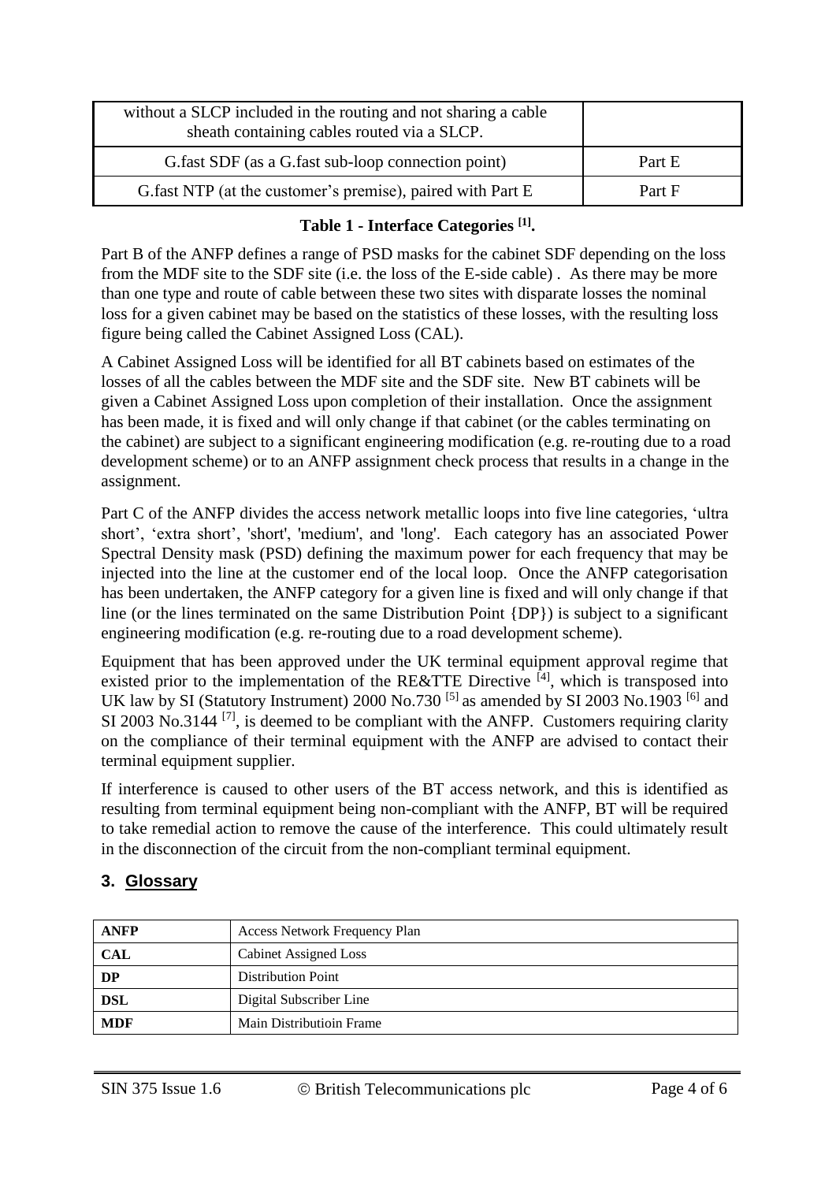| | |
|---|---|
| without a SLCP included in the routing and not sharing a cable sheath containing cables routed via a SLCP. | |
| G.fast SDF (as a G.fast sub-loop connection point) | Part E |
| G.fast NTP (at the customer's premise), paired with Part E | Part F |

**Table 1 - Interface Categories [1].**

Part B of the ANFP defines a range of PSD masks for the cabinet SDF depending on the loss from the MDF site to the SDF site (i.e. the loss of the E-side cable) . As there may be more than one type and route of cable between these two sites with disparate losses the nominal loss for a given cabinet may be based on the statistics of these losses, with the resulting loss figure being called the Cabinet Assigned Loss (CAL).

A Cabinet Assigned Loss will be identified for all BT cabinets based on estimates of the losses of all the cables between the MDF site and the SDF site. New BT cabinets will be given a Cabinet Assigned Loss upon completion of their installation. Once the assignment has been made, it is fixed and will only change if that cabinet (or the cables terminating on the cabinet) are subject to a significant engineering modification (e.g. re-routing due to a road development scheme) or to an ANFP assignment check process that results in a change in the assignment.

Part C of the ANFP divides the access network metallic loops into five line categories, 'ultra short', 'extra short', 'short', 'medium', and 'long'. Each category has an associated Power Spectral Density mask (PSD) defining the maximum power for each frequency that may be injected into the line at the customer end of the local loop. Once the ANFP categorisation has been undertaken, the ANFP category for a given line is fixed and will only change if that line (or the lines terminated on the same Distribution Point {DP}) is subject to a significant engineering modification (e.g. re-routing due to a road development scheme).

Equipment that has been approved under the UK terminal equipment approval regime that existed prior to the implementation of the RE&TTE Directive [4], which is transposed into UK law by SI (Statutory Instrument) 2000 No.730 [5] as amended by SI 2003 No.1903 [6] and SI 2003 No.3144 [7], is deemed to be compliant with the ANFP. Customers requiring clarity on the compliance of their terminal equipment with the ANFP are advised to contact their terminal equipment supplier.

If interference is caused to other users of the BT access network, and this is identified as resulting from terminal equipment being non-compliant with the ANFP, BT will be required to take remedial action to remove the cause of the interference. This could ultimately result in the disconnection of the circuit from the non-compliant terminal equipment.

## 3. Glossary

| | |
|---|---|
| **ANFP** | Access Network Frequency Plan |
| **CAL** | Cabinet Assigned Loss |
| **DP** | Distribution Point |
| **DSL** | Digital Subscriber Line |
| **MDF** | Main Distributioin Frame |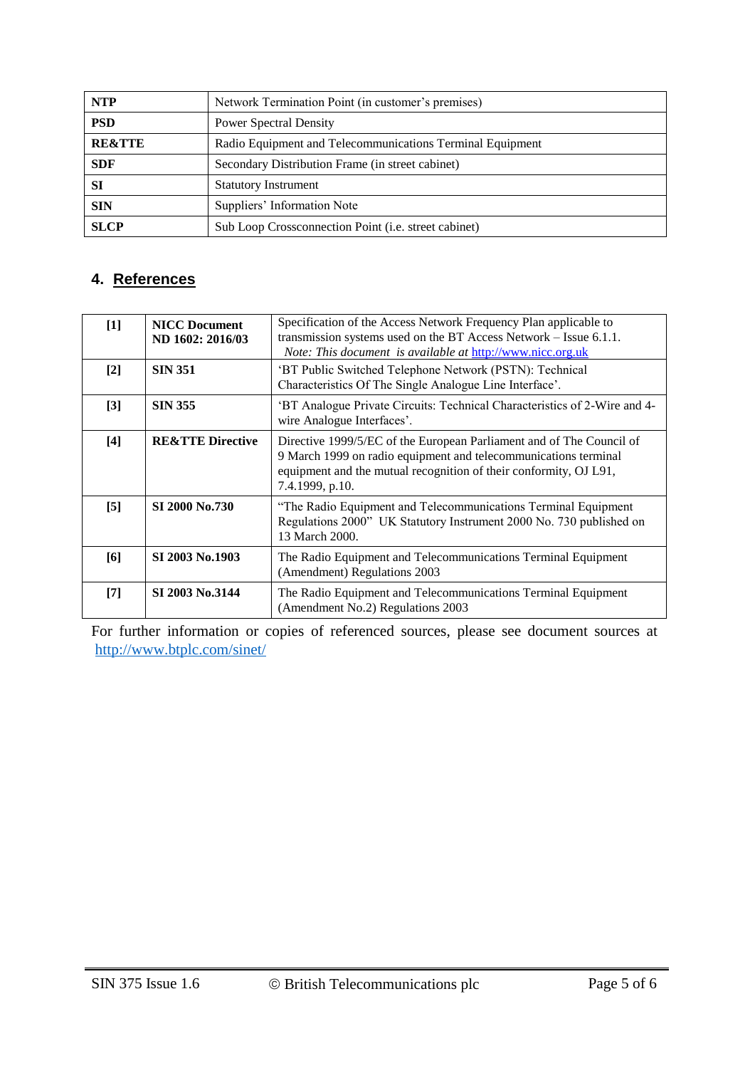| | |
|---|---|
| **NTP** | Network Termination Point (in customer's premises) |
| **PSD** | Power Spectral Density |
| **RE&TTE** | Radio Equipment and Telecommunications Terminal Equipment |
| **SDF** | Secondary Distribution Frame (in street cabinet) |
| **SI** | Statutory Instrument |
| **SIN** | Suppliers' Information Note |
| **SLCP** | Sub Loop Crossconnection Point (i.e. street cabinet) |

## 4. References

| | | |
|---|---|---|
| **[1]** | **NICC Document ND 1602: 2016/03** | Specification of the Access Network Frequency Plan applicable to transmission systems used on the BT Access Network – Issue 6.1.1. *Note: This document is available at* http://www.nicc.org.uk |
| **[2]** | **SIN 351** | 'BT Public Switched Telephone Network (PSTN): Technical Characteristics Of The Single Analogue Line Interface'. |
| **[3]** | **SIN 355** | 'BT Analogue Private Circuits: Technical Characteristics of 2-Wire and 4-wire Analogue Interfaces'. |
| **[4]** | **RE&TTE Directive** | Directive 1999/5/EC of the European Parliament and of The Council of 9 March 1999 on radio equipment and telecommunications terminal equipment and the mutual recognition of their conformity, OJ L91, 7.4.1999, p.10. |
| **[5]** | **SI 2000 No.730** | "The Radio Equipment and Telecommunications Terminal Equipment Regulations 2000" UK Statutory Instrument 2000 No. 730 published on 13 March 2000. |
| **[6]** | **SI 2003 No.1903** | The Radio Equipment and Telecommunications Terminal Equipment (Amendment) Regulations 2003 |
| **[7]** | **SI 2003 No.3144** | The Radio Equipment and Telecommunications Terminal Equipment (Amendment No.2) Regulations 2003 |

For further information or copies of referenced sources, please see document sources at http://www.btplc.com/sinet/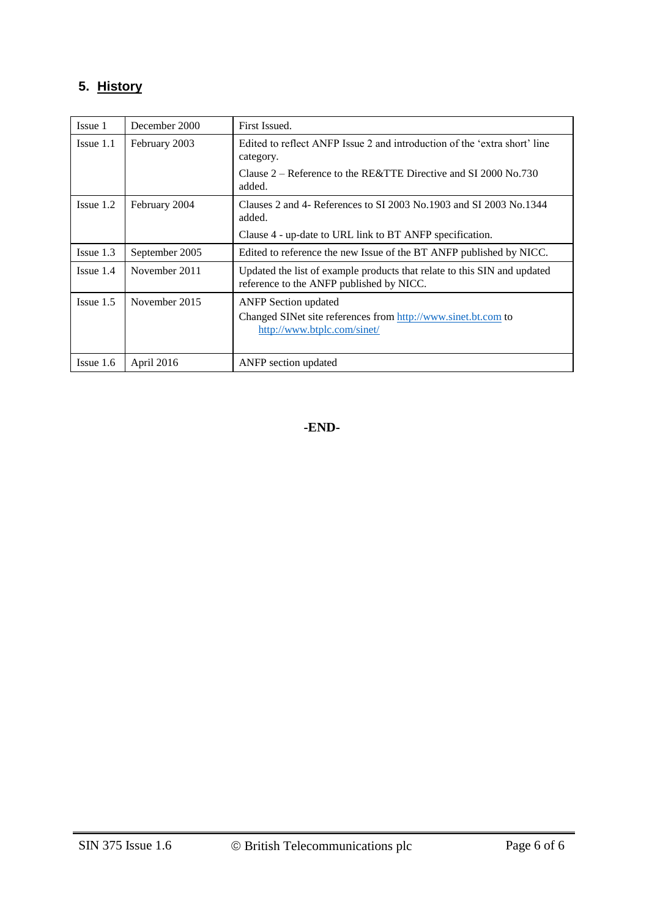## 5. History

| | | |
|---|---|---|
| Issue 1 | December 2000 | First Issued. |
| Issue 1.1 | February 2003 | Edited to reflect ANFP Issue 2 and introduction of the 'extra short' line category. Clause 2 – Reference to the RE&TTE Directive and SI 2000 No.730 added. |
| Issue 1.2 | February 2004 | Clauses 2 and 4- References to SI 2003 No.1903 and SI 2003 No.1344 added. Clause 4 - up-date to URL link to BT ANFP specification. |
| Issue 1.3 | September 2005 | Edited to reference the new Issue of the BT ANFP published by NICC. |
| Issue 1.4 | November 2011 | Updated the list of example products that relate to this SIN and updated reference to the ANFP published by NICC. |
| Issue 1.5 | November 2015 | ANFP Section updated Changed SINet site references from http://www.sinet.bt.com to http://www.btplc.com/sinet/ |
| Issue 1.6 | April 2016 | ANFP section updated |

**-END-**